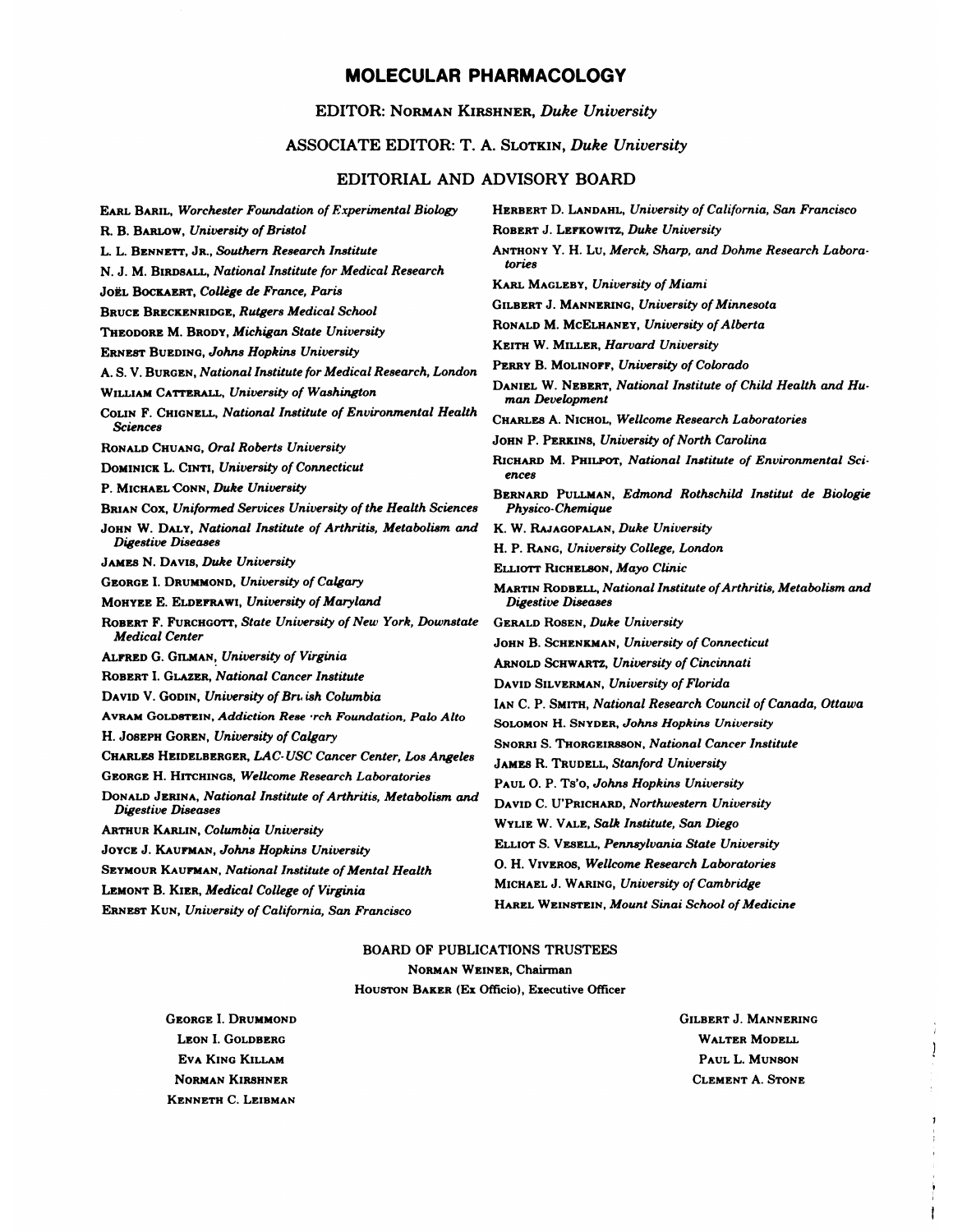# MOLECULAR PHARMACOLOGY

EDITOR: NORMAN KIRSHNER, *Duke University*

ASSOCIATE EDITOR: T. A. SLOTKIN, *Duke University*

## EDITORIAL AND ADVISORY BOARD

EARL BARIL, *Worchester Foundation of Experimental Biology*
R. B. BARLOW, *University of Bristol*
L. L. BENNETT, JR., *Southern Research Institute*
N. J. M. BIRDSALL, *National Institute for Medical Research*
JOËL BOCKAERT, *Collège de France, Paris*
BRUCE BRECKENRIDGE, *Rutgers Medical School*
THEODORE M. BRODY, *Michigan State University*
ERNEST BUEDING, *Johns Hopkins University*
A. S. V. BURGEN, *National Institute for Medical Research, London*
WILLIAM CATTERALL, *University of Washington*
COLIN F. CHIGNELL, *National Institute of Environmental Health Sciences*
RONALD CHUANG, *Oral Roberts University*
DOMINICK L. CINTI, *University of Connecticut*
P. MICHAEL CONN, *Duke University*
BRIAN COX, *Uniformed Services University of the Health Sciences*
JOHN W. DALY, *National Institute of Arthritis, Metabolism and Digestive Diseases*
JAMES N. DAVIS, *Duke University*
GEORGE I. DRUMMOND, *University of Calgary*
MOHYEE E. ELDEFRAWI, *University of Maryland*
ROBERT F. FURCHGOTT, *State University of New York, Downstate Medical Center*
ALFRED G. GILMAN, *University of Virginia*
ROBERT I. GLAZER, *National Cancer Institute*
DAVID V. GODIN, *University of British Columbia*
AVRAM GOLDSTEIN, *Addiction Research Foundation, Palo Alto*
H. JOSEPH GOREN, *University of Calgary*
CHARLES HEIDELBERGER, *LAC-USC Cancer Center, Los Angeles*
GEORGE H. HITCHINGS, *Wellcome Research Laboratories*
DONALD JERINA, *National Institute of Arthritis, Metabolism and Digestive Diseases*
ARTHUR KARLIN, *Columbia University*
JOYCE J. KAUFMAN, *Johns Hopkins University*
SEYMOUR KAUFMAN, *National Institute of Mental Health*
LEMONT B. KIER, *Medical College of Virginia*
ERNEST KUN, *University of California, San Francisco*
HERBERT D. LANDAHL, *University of California, San Francisco*
ROBERT J. LEFKOWITZ, *Duke University*
ANTHONY Y. H. LU, *Merck, Sharp, and Dohme Research Laboratories*
KARL MAGLEBY, *University of Miami*
GILBERT J. MANNERING, *University of Minnesota*
RONALD M. MCELHANEY, *University of Alberta*
KEITH W. MILLER, *Harvard University*
PERRY B. MOLINOFF, *University of Colorado*
DANIEL W. NEBERT, *National Institute of Child Health and Human Development*
CHARLES A. NICHOL, *Wellcome Research Laboratories*
JOHN P. PERKINS, *University of North Carolina*
RICHARD M. PHILPOT, *National Institute of Environmental Sciences*
BERNARD PULLMAN, *Edmond Rothschild Institut de Biologie Physico-Chemique*
K. W. RAJAGOPALAN, *Duke University*
H. P. RANG, *University College, London*
ELLIOTT RICHELSON, *Mayo Clinic*
MARTIN RODBELL, *National Institute of Arthritis, Metabolism and Digestive Diseases*
GERALD ROSEN, *Duke University*
JOHN B. SCHENKMAN, *University of Connecticut*
ARNOLD SCHWARTZ, *University of Cincinnati*
DAVID SILVERMAN, *University of Florida*
IAN C. P. SMITH, *National Research Council of Canada, Ottawa*
SOLOMON H. SNYDER, *Johns Hopkins University*
SNORRI S. THORGEIRSSON, *National Cancer Institute*
JAMES R. TRUDELL, *Stanford University*
PAUL O. P. TS'O, *Johns Hopkins University*
DAVID C. U'PRICHARD, *Northwestern University*
WYLIE W. VALE, *Salk Institute, San Diego*
ELLIOT S. VESELL, *Pennsylvania State University*
O. H. VIVEROS, *Wellcome Research Laboratories*
MICHAEL J. WARING, *University of Cambridge*
HAREL WEINSTEIN, *Mount Sinai School of Medicine*

## BOARD OF PUBLICATIONS TRUSTEES

NORMAN WEINER, Chairman
HOUSTON BAKER (Ex Officio), Executive Officer

GEORGE I. DRUMMOND
LEON I. GOLDBERG
EVA KING KILLAM
NORMAN KIRSHNER
KENNETH C. LEIBMAN
GILBERT J. MANNERING
WALTER MODELL
PAUL L. MUNSON
CLEMENT A. STONE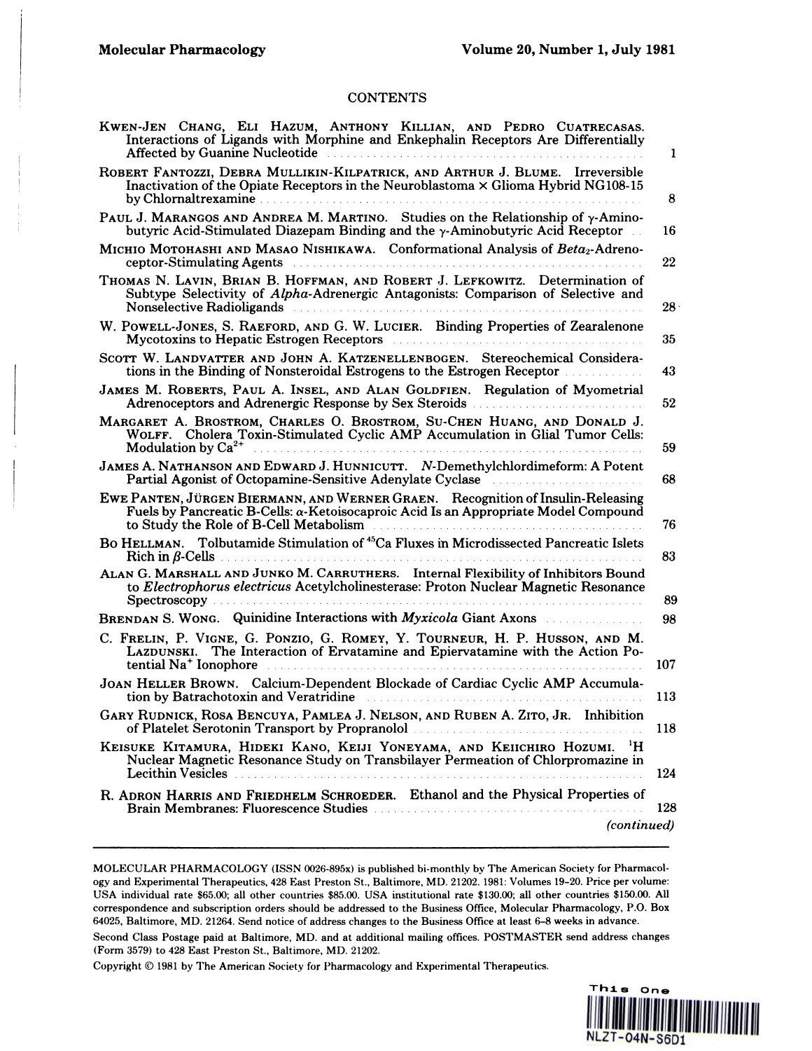# CONTENTS

KWEN-JEN CHANG, ELI HAZUM, ANTHONY KILLIAN, AND PEDRO CUATRECASAS. Interactions of Ligands with Morphine and Enkephalin Receptors Are Differentially Affected by Guanine Nucleotide ... 1

ROBERT FANTOZZI, DEBRA MULLIKIN-KILPATRICK, AND ARTHUR J. BLUME. Irreversible Inactivation of the Opiate Receptors in the Neuroblastoma × Glioma Hybrid NG108-15 by Chlornaltrexamine ... 8

PAUL J. MARANGOS AND ANDREA M. MARTINO. Studies on the Relationship of γ-Aminobutyric Acid-Stimulated Diazepam Binding and the γ-Aminobutyric Acid Receptor ... 16

MICHIO MOTOHASHI AND MASAO NISHIKAWA. Conformational Analysis of *Beta₂*-Adrenoceptor-Stimulating Agents ... 22

THOMAS N. LAVIN, BRIAN B. HOFFMAN, AND ROBERT J. LEFKOWITZ. Determination of Subtype Selectivity of *Alpha*-Adrenergic Antagonists: Comparison of Selective and Nonselective Radioligands ... 28

W. POWELL-JONES, S. RAEFORD, AND G. W. LUCIER. Binding Properties of Zearalenone Mycotoxins to Hepatic Estrogen Receptors ... 35

SCOTT W. LANDVATTER AND JOHN A. KATZENELLENBOGEN. Stereochemical Considerations in the Binding of Nonsteroidal Estrogens to the Estrogen Receptor ... 43

JAMES M. ROBERTS, PAUL A. INSEL, AND ALAN GOLDFIEN. Regulation of Myometrial Adrenoceptors and Adrenergic Response by Sex Steroids ... 52

MARGARET A. BROSTROM, CHARLES O. BROSTROM, SU-CHEN HUANG, AND DONALD J. WOLFF. Cholera Toxin-Stimulated Cyclic AMP Accumulation in Glial Tumor Cells: Modulation by $Ca^{2+}$ ... 59

JAMES A. NATHANSON AND EDWARD J. HUNNICUTT. *N*-Demethylchlordimeform: A Potent Partial Agonist of Octopamine-Sensitive Adenylate Cyclase ... 68

EWE PANTEN, JÜRGEN BIERMANN, AND WERNER GRAEN. Recognition of Insulin-Releasing Fuels by Pancreatic B-Cells: α-Ketoisocaproic Acid Is an Appropriate Model Compound to Study the Role of B-Cell Metabolism ... 76

BO HELLMAN. Tolbutamide Stimulation of $^{45}Ca$ Fluxes in Microdissected Pancreatic Islets Rich in β-Cells ... 83

ALAN G. MARSHALL AND JUNKO M. CARRUTHERS. Internal Flexibility of Inhibitors Bound to *Electrophorus electricus* Acetylcholinesterase: Proton Nuclear Magnetic Resonance Spectroscopy ... 89

BRENDAN S. WONG. Quinidine Interactions with *Myxicola* Giant Axons ... 98

C. FRELIN, P. VIGNE, G. PONZIO, G. ROMEY, Y. TOURNEUR, H. P. HUSSON, AND M. LAZDUNSKI. The Interaction of Ervatamine and Epiervatamine with the Action Potential $Na^{+}$ Ionophore ... 107

JOAN HELLER BROWN. Calcium-Dependent Blockade of Cardiac Cyclic AMP Accumulation by Batrachotoxin and Veratridine ... 113

GARY RUDNICK, ROSA BENCUYA, PAMLEA J. NELSON, AND RUBEN A. ZITO, JR. Inhibition of Platelet Serotonin Transport by Propranolol ... 118

KEISUKE KITAMURA, HIDEKI KANO, KEIJI YONEYAMA, AND KEIICHIRO HOZUMI. $^{1}H$ Nuclear Magnetic Resonance Study on Transbilayer Permeation of Chlorpromazine in Lecithin Vesicles ... 124

R. ADRON HARRIS AND FRIEDHELM SCHROEDER. Ethanol and the Physical Properties of Brain Membranes: Fluorescence Studies ... 128

*(continued)*

---

MOLECULAR PHARMACOLOGY (ISSN 0026-895x) is published bi-monthly by The American Society for Pharmacology and Experimental Therapeutics, 428 East Preston St., Baltimore, MD. 21202. 1981: Volumes 19–20. Price per volume: USA individual rate $65.00; all other countries $85.00. USA institutional rate $130.00; all other countries $150.00. All correspondence and subscription orders should be addressed to the Business Office, Molecular Pharmacology, P.O. Box 64025, Baltimore, MD. 21264. Send notice of address changes to the Business Office at least 6–8 weeks in advance.

Second Class Postage paid at Baltimore, MD. and at additional mailing offices. POSTMASTER send address changes (Form 3579) to 428 East Preston St., Baltimore, MD. 21202.

Copyright © 1981 by The American Society for Pharmacology and Experimental Therapeutics.

This One

NLZT-04N-S6D1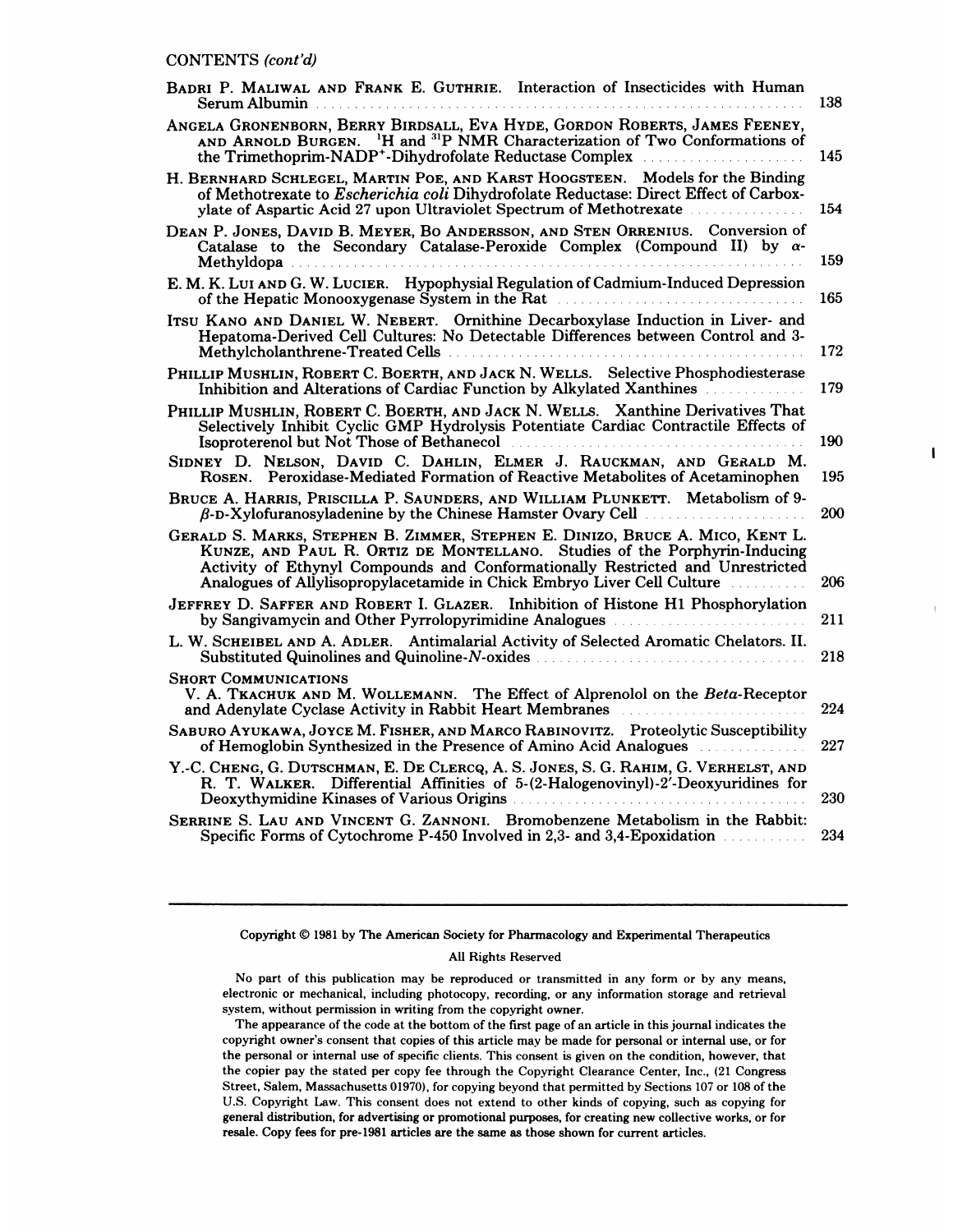CONTENTS *(cont'd)*

BADRI P. MALIWAL AND FRANK E. GUTHRIE. Interaction of Insecticides with Human Serum Albumin ..... 138

ANGELA GRONENBORN, BERRY BIRDSALL, EVA HYDE, GORDON ROBERTS, JAMES FEENEY, AND ARNOLD BURGEN. $^{1}H$ and $^{31}P$ NMR Characterization of Two Conformations of the Trimethoprim-$NADP^{+}$-Dihydrofolate Reductase Complex ..... 145

H. BERNHARD SCHLEGEL, MARTIN POE, AND KARST HOOGSTEEN. Models for the Binding of Methotrexate to *Escherichia coli* Dihydrofolate Reductase: Direct Effect of Carboxylate of Aspartic Acid 27 upon Ultraviolet Spectrum of Methotrexate ..... 154

DEAN P. JONES, DAVID B. MEYER, BO ANDERSSON, AND STEN ORRENIUS. Conversion of Catalase to the Secondary Catalase-Peroxide Complex (Compound II) by α-Methyldopa ..... 159

E. M. K. LUI AND G. W. LUCIER. Hypophysial Regulation of Cadmium-Induced Depression of the Hepatic Monooxygenase System in the Rat ..... 165

ITSU KANO AND DANIEL W. NEBERT. Ornithine Decarboxylase Induction in Liver- and Hepatoma-Derived Cell Cultures: No Detectable Differences between Control and 3-Methylcholanthrene-Treated Cells ..... 172

PHILLIP MUSHLIN, ROBERT C. BOERTH, AND JACK N. WELLS. Selective Phosphodiesterase Inhibition and Alterations of Cardiac Function by Alkylated Xanthines ..... 179

PHILLIP MUSHLIN, ROBERT C. BOERTH, AND JACK N. WELLS. Xanthine Derivatives That Selectively Inhibit Cyclic GMP Hydrolysis Potentiate Cardiac Contractile Effects of Isoproterenol but Not Those of Bethanecol ..... 190

SIDNEY D. NELSON, DAVID C. DAHLIN, ELMER J. RAUCKMAN, AND GERALD M. ROSEN. Peroxidase-Mediated Formation of Reactive Metabolites of Acetaminophen ..... 195

BRUCE A. HARRIS, PRISCILLA P. SAUNDERS, AND WILLIAM PLUNKETT. Metabolism of 9-β-D-Xylofuranosyladenine by the Chinese Hamster Ovary Cell ..... 200

GERALD S. MARKS, STEPHEN B. ZIMMER, STEPHEN E. DINIZO, BRUCE A. MICO, KENT L. KUNZE, AND PAUL R. ORTIZ DE MONTELLANO. Studies of the Porphyrin-Inducing Activity of Ethynyl Compounds and Conformationally Restricted and Unrestricted Analogues of Allylisopropylacetamide in Chick Embryo Liver Cell Culture ..... 206

JEFFREY D. SAFFER AND ROBERT I. GLAZER. Inhibition of Histone H1 Phosphorylation by Sangivamycin and Other Pyrrolopyrimidine Analogues ..... 211

L. W. SCHEIBEL AND A. ADLER. Antimalarial Activity of Selected Aromatic Chelators. II. Substituted Quinolines and Quinoline-*N*-oxides ..... 218

## SHORT COMMUNICATIONS

V. A. TKACHUK AND M. WOLLEMANN. The Effect of Alprenolol on the *Beta*-Receptor and Adenylate Cyclase Activity in Rabbit Heart Membranes ..... 224

SABURO AYUKAWA, JOYCE M. FISHER, AND MARCO RABINOVITZ. Proteolytic Susceptibility of Hemoglobin Synthesized in the Presence of Amino Acid Analogues ..... 227

Y.-C. CHENG, G. DUTSCHMAN, E. DE CLERCQ, A. S. JONES, S. G. RAHIM, G. VERHELST, AND R. T. WALKER. Differential Affinities of 5-(2-Halogenovinyl)-2'-Deoxyuridines for Deoxythymidine Kinases of Various Origins ..... 230

SERRINE S. LAU AND VINCENT G. ZANNONI. Bromobenzene Metabolism in the Rabbit: Specific Forms of Cytochrome P-450 Involved in 2,3- and 3,4-Epoxidation ..... 234

---

Copyright © 1981 by The American Society for Pharmacology and Experimental Therapeutics

All Rights Reserved

No part of this publication may be reproduced or transmitted in any form or by any means, electronic or mechanical, including photocopy, recording, or any information storage and retrieval system, without permission in writing from the copyright owner.

The appearance of the code at the bottom of the first page of an article in this journal indicates the copyright owner's consent that copies of this article may be made for personal or internal use, or for the personal or internal use of specific clients. This consent is given on the condition, however, that the copier pay the stated per copy fee through the Copyright Clearance Center, Inc., (21 Congress Street, Salem, Massachusetts 01970), for copying beyond that permitted by Sections 107 or 108 of the U.S. Copyright Law. This consent does not extend to other kinds of copying, such as copying for general distribution, for advertising or promotional purposes, for creating new collective works, or for resale. Copy fees for pre-1981 articles are the same as those shown for current articles.